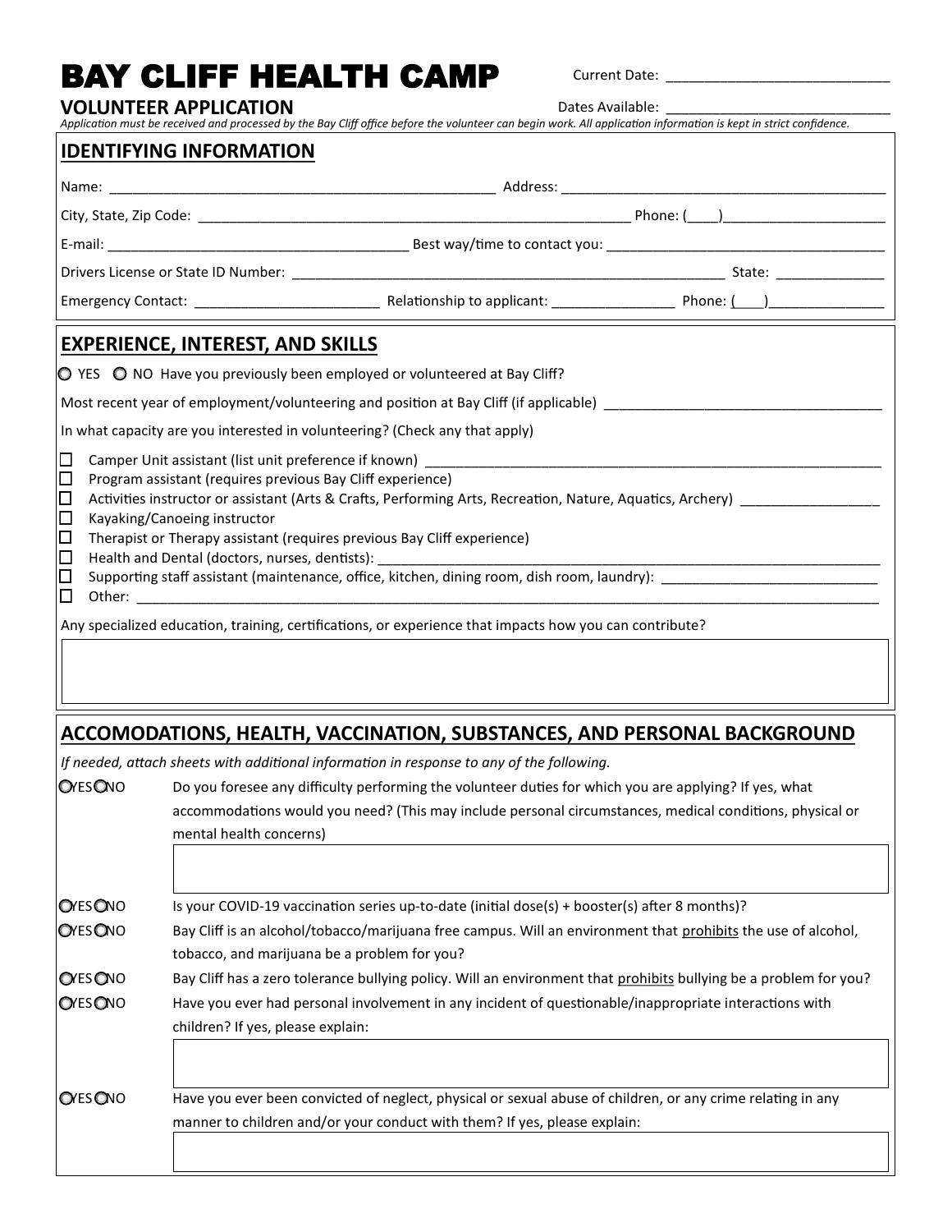# BAY CLIFF HEALTH CAMP

**VOLUNTEER APPLICATION**

Current Date: ____________________________

Dates Available: ____________________________

*Application must be received and processed by the Bay Cliff office before the volunteer can begin work. All application information is kept in strict confidence.*

## IDENTIFYING INFORMATION

Name: __________________________________________________ Address: ____________________________________________

City, State, Zip Code: ________________________________________________________ Phone: (____)____________________

E-mail: _______________________________________ Best way/time to contact you: ____________________________________

Drivers License or State ID Number: ___________________________________________________________ State: _____________

Emergency Contact: _______________________ Relationship to applicant: _______________ Phone: (___)______________

## EXPERIENCE, INTEREST, AND SKILLS

○ YES ○ NO Have you previously been employed or volunteered at Bay Cliff?

Most recent year of employment/volunteering and position at Bay Cliff (if applicable) ___________________________________

In what capacity are you interested in volunteering? (Check any that apply)

- ☐ Camper Unit assistant (list unit preference if known) ______________________________________________________________
- ☐ Program assistant (requires previous Bay Cliff experience)
- ☐ Activities instructor or assistant (Arts & Crafts, Performing Arts, Recreation, Nature, Aquatics, Archery) _________________
- ☐ Kayaking/Canoeing instructor
- ☐ Therapist or Therapy assistant (requires previous Bay Cliff experience)
- ☐ Health and Dental (doctors, nurses, dentists): ______________________________________________________________________
- ☐ Supporting staff assistant (maintenance, office, kitchen, dining room, dish room, laundry): ___________________________
- ☐ Other: _________________________________________________________________________________________________

Any specialized education, training, certifications, or experience that impacts how you can contribute?

## ACCOMODATIONS, HEALTH, VACCINATION, SUBSTANCES, AND PERSONAL BACKGROUND

*If needed, attach sheets with additional information in response to any of the following.*

○YES ○NO Do you foresee any difficulty performing the volunteer duties for which you are applying? If yes, what accommodations would you need? (This may include personal circumstances, medical conditions, physical or mental health concerns)

○YES ○NO Is your COVID-19 vaccination series up-to-date (initial dose(s) + booster(s) after 8 months)?

○YES ○NO Bay Cliff is an alcohol/tobacco/marijuana free campus. Will an environment that prohibits the use of alcohol, tobacco, and marijuana be a problem for you?

○YES ○NO Bay Cliff has a zero tolerance bullying policy. Will an environment that prohibits bullying be a problem for you?

○YES ○NO Have you ever had personal involvement in any incident of questionable/inappropriate interactions with children? If yes, please explain:

○YES ○NO Have you ever been convicted of neglect, physical or sexual abuse of children, or any crime relating in any manner to children and/or your conduct with them? If yes, please explain: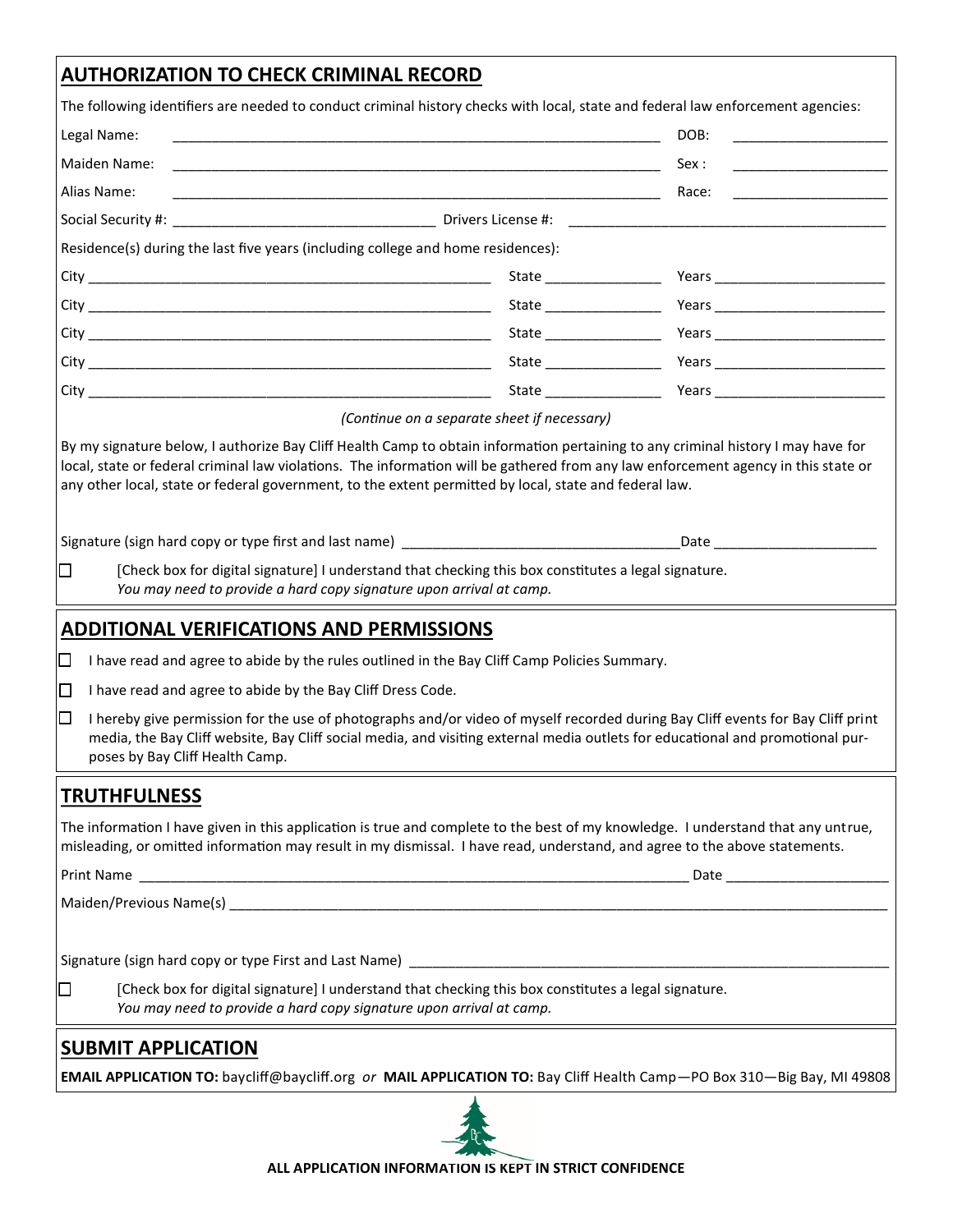## AUTHORIZATION TO CHECK CRIMINAL RECORD

The following identifiers are needed to conduct criminal history checks with local, state and federal law enforcement agencies:

Legal Name: ______________________________ DOB: ______________

Maiden Name: ______________________________ Sex : ______________

Alias Name: ______________________________ Race: ______________

Social Security #: ______________________ Drivers License #: ______________________

Residence(s) during the last five years (including college and home residences):

City ______________________ State ____________ Years ______________

City ______________________ State ____________ Years ______________

City ______________________ State ____________ Years ______________

City ______________________ State ____________ Years ______________

City ______________________ State ____________ Years ______________

*(Continue on a separate sheet if necessary)*

By my signature below, I authorize Bay Cliff Health Camp to obtain information pertaining to any criminal history I may have for local, state or federal criminal law violations. The information will be gathered from any law enforcement agency in this state or any other local, state or federal government, to the extent permitted by local, state and federal law.

Signature (sign hard copy or type first and last name) ______________________ Date ______________

☐ [Check box for digital signature] I understand that checking this box constitutes a legal signature.
*You may need to provide a hard copy signature upon arrival at camp.*

## ADDITIONAL VERIFICATIONS AND PERMISSIONS

☐ I have read and agree to abide by the rules outlined in the Bay Cliff Camp Policies Summary.

☐ I have read and agree to abide by the Bay Cliff Dress Code.

☐ I hereby give permission for the use of photographs and/or video of myself recorded during Bay Cliff events for Bay Cliff print media, the Bay Cliff website, Bay Cliff social media, and visiting external media outlets for educational and promotional purposes by Bay Cliff Health Camp.

## TRUTHFULNESS

The information I have given in this application is true and complete to the best of my knowledge. I understand that any untrue, misleading, or omitted information may result in my dismissal. I have read, understand, and agree to the above statements.

Print Name ______________________________ Date ______________

Maiden/Previous Name(s) ______________________________

Signature (sign hard copy or type First and Last Name) ______________________________

☐ [Check box for digital signature] I understand that checking this box constitutes a legal signature.
*You may need to provide a hard copy signature upon arrival at camp.*

## SUBMIT APPLICATION

**EMAIL APPLICATION TO:** baycliff@baycliff.org *or* **MAIL APPLICATION TO:** Bay Cliff Health Camp—PO Box 310—Big Bay, MI 49808

**ALL APPLICATION INFORMATION IS KEPT IN STRICT CONFIDENCE**